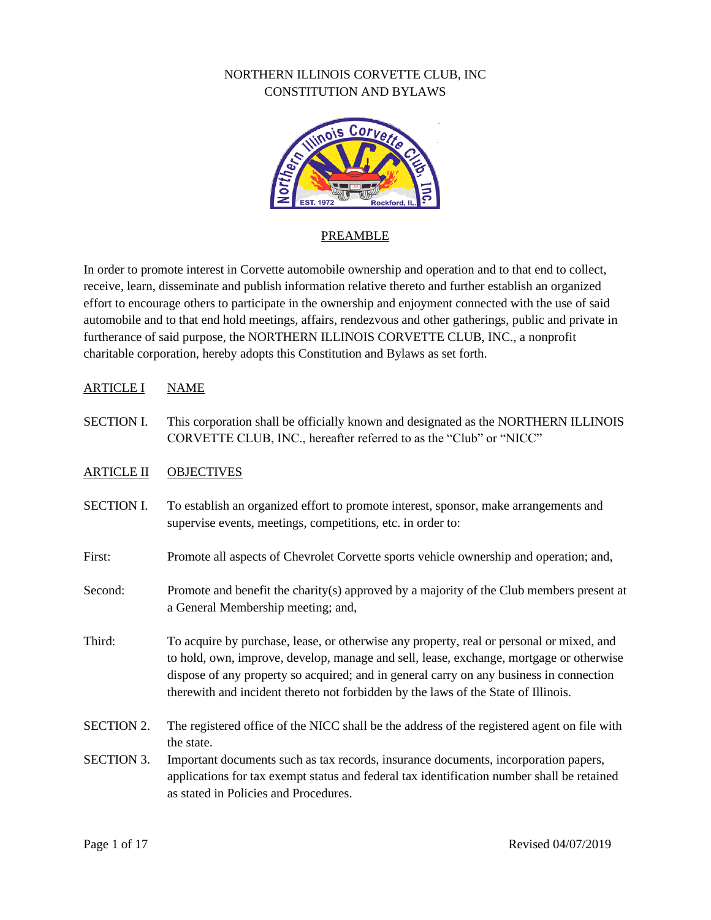# NORTHERN ILLINOIS CORVETTE CLUB, INC
# CONSTITUTION AND BYLAWS

## PREAMBLE

In order to promote interest in Corvette automobile ownership and operation and to that end to collect, receive, learn, disseminate and publish information relative thereto and further establish an organized effort to encourage others to participate in the ownership and enjoyment connected with the use of said automobile and to that end hold meetings, affairs, rendezvous and other gatherings, public and private in furtherance of said purpose, the NORTHERN ILLINOIS CORVETTE CLUB, INC., a nonprofit charitable corporation, hereby adopts this Constitution and Bylaws as set forth.

## ARTICLE I NAME

SECTION I. This corporation shall be officially known and designated as the NORTHERN ILLINOIS CORVETTE CLUB, INC., hereafter referred to as the "Club" or "NICC"

## ARTICLE II OBJECTIVES

SECTION I. To establish an organized effort to promote interest, sponsor, make arrangements and supervise events, meetings, competitions, etc. in order to:

First: Promote all aspects of Chevrolet Corvette sports vehicle ownership and operation; and,

Second: Promote and benefit the charity(s) approved by a majority of the Club members present at a General Membership meeting; and,

Third: To acquire by purchase, lease, or otherwise any property, real or personal or mixed, and to hold, own, improve, develop, manage and sell, lease, exchange, mortgage or otherwise dispose of any property so acquired; and in general carry on any business in connection therewith and incident thereto not forbidden by the laws of the State of Illinois.

SECTION 2. The registered office of the NICC shall be the address of the registered agent on file with the state.

SECTION 3. Important documents such as tax records, insurance documents, incorporation papers, applications for tax exempt status and federal tax identification number shall be retained as stated in Policies and Procedures.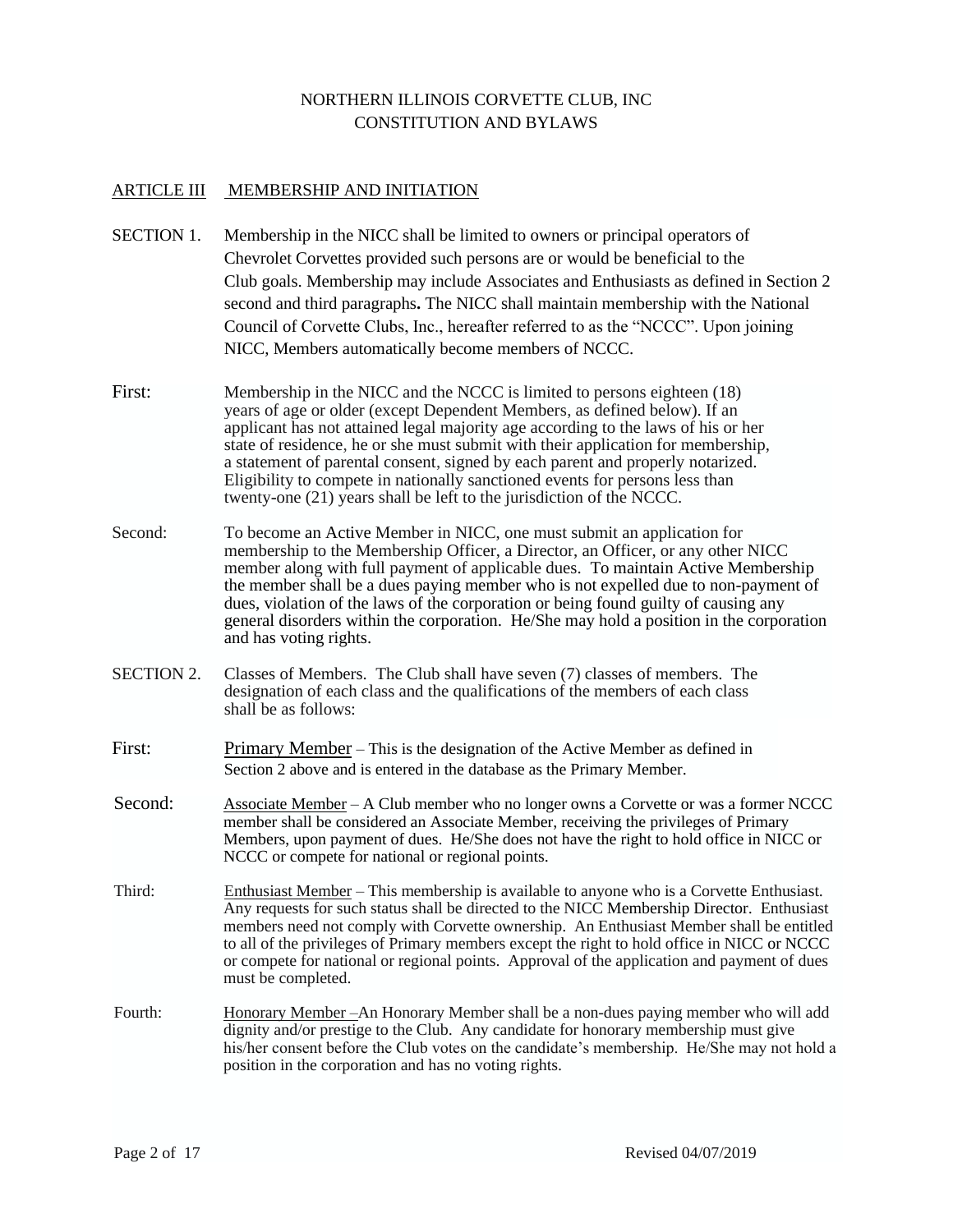NORTHERN ILLINOIS CORVETTE CLUB, INC
CONSTITUTION AND BYLAWS

## ARTICLE III MEMBERSHIP AND INITIATION

SECTION 1. Membership in the NICC shall be limited to owners or principal operators of Chevrolet Corvettes provided such persons are or would be beneficial to the Club goals. Membership may include Associates and Enthusiasts as defined in Section 2 second and third paragraphs**.** The NICC shall maintain membership with the National Council of Corvette Clubs, Inc., hereafter referred to as the "NCCC". Upon joining NICC, Members automatically become members of NCCC.

First: Membership in the NICC and the NCCC is limited to persons eighteen (18) years of age or older (except Dependent Members, as defined below). If an applicant has not attained legal majority age according to the laws of his or her state of residence, he or she must submit with their application for membership, a statement of parental consent, signed by each parent and properly notarized. Eligibility to compete in nationally sanctioned events for persons less than twenty-one (21) years shall be left to the jurisdiction of the NCCC.

Second: To become an Active Member in NICC, one must submit an application for membership to the Membership Officer, a Director, an Officer, or any other NICC member along with full payment of applicable dues. To maintain Active Membership the member shall be a dues paying member who is not expelled due to non-payment of dues, violation of the laws of the corporation or being found guilty of causing any general disorders within the corporation. He/She may hold a position in the corporation and has voting rights.

SECTION 2. Classes of Members. The Club shall have seven (7) classes of members. The designation of each class and the qualifications of the members of each class shall be as follows:

First: Primary Member – This is the designation of the Active Member as defined in Section 2 above and is entered in the database as the Primary Member.

Second: Associate Member – A Club member who no longer owns a Corvette or was a former NCCC member shall be considered an Associate Member, receiving the privileges of Primary Members, upon payment of dues. He/She does not have the right to hold office in NICC or NCCC or compete for national or regional points.

Third: Enthusiast Member – This membership is available to anyone who is a Corvette Enthusiast. Any requests for such status shall be directed to the NICC Membership Director. Enthusiast members need not comply with Corvette ownership. An Enthusiast Member shall be entitled to all of the privileges of Primary members except the right to hold office in NICC or NCCC or compete for national or regional points. Approval of the application and payment of dues must be completed.

Fourth: Honorary Member –An Honorary Member shall be a non-dues paying member who will add dignity and/or prestige to the Club. Any candidate for honorary membership must give his/her consent before the Club votes on the candidate's membership. He/She may not hold a position in the corporation and has no voting rights.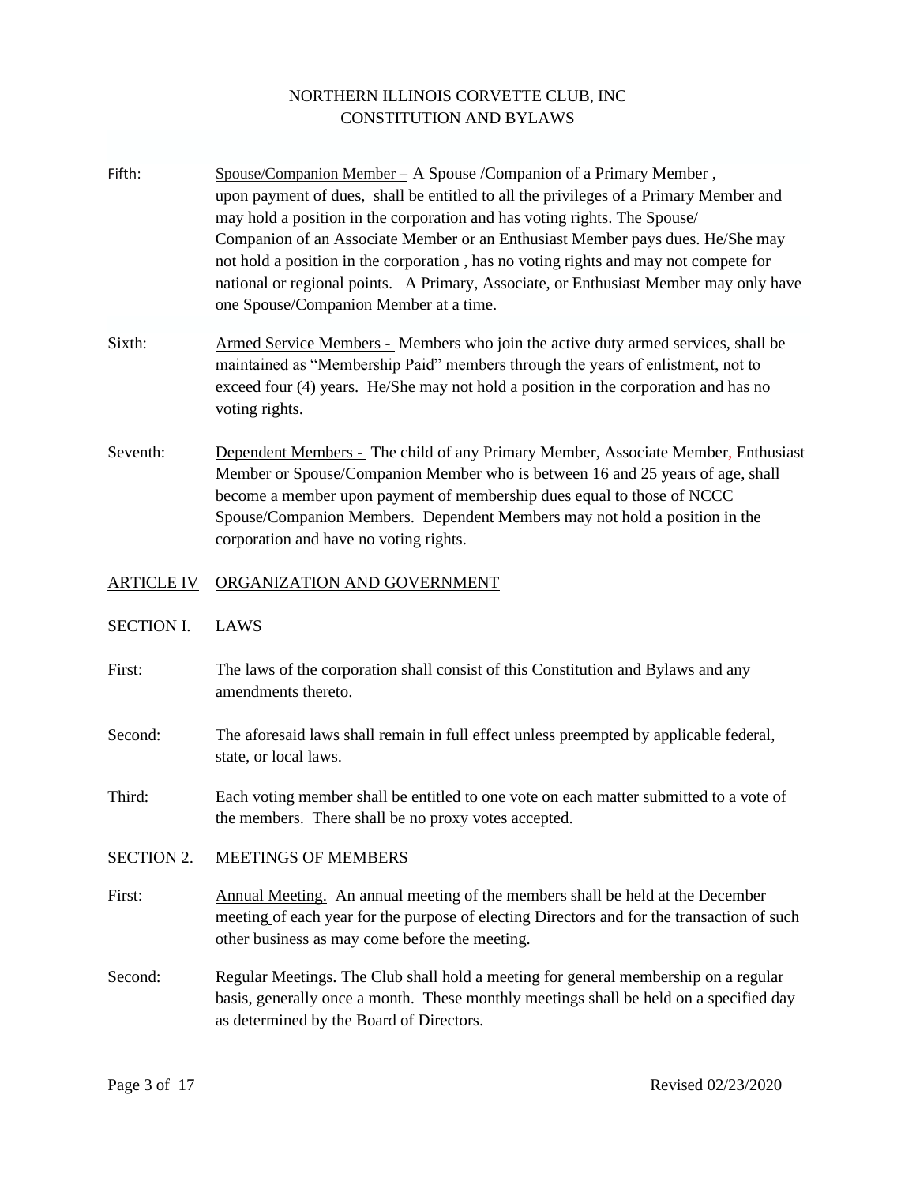Fifth: Spouse/Companion Member – A Spouse /Companion of a Primary Member , upon payment of dues, shall be entitled to all the privileges of a Primary Member and may hold a position in the corporation and has voting rights. The Spouse/ Companion of an Associate Member or an Enthusiast Member pays dues. He/She may not hold a position in the corporation , has no voting rights and may not compete for national or regional points. A Primary, Associate, or Enthusiast Member may only have one Spouse/Companion Member at a time.

Sixth: Armed Service Members - Members who join the active duty armed services, shall be maintained as "Membership Paid" members through the years of enlistment, not to exceed four (4) years. He/She may not hold a position in the corporation and has no voting rights.

Seventh: Dependent Members - The child of any Primary Member, Associate Member, Enthusiast Member or Spouse/Companion Member who is between 16 and 25 years of age, shall become a member upon payment of membership dues equal to those of NCCC Spouse/Companion Members. Dependent Members may not hold a position in the corporation and have no voting rights.

## ARTICLE IV ORGANIZATION AND GOVERNMENT

### SECTION I. LAWS

First: The laws of the corporation shall consist of this Constitution and Bylaws and any amendments thereto.

Second: The aforesaid laws shall remain in full effect unless preempted by applicable federal, state, or local laws.

Third: Each voting member shall be entitled to one vote on each matter submitted to a vote of the members. There shall be no proxy votes accepted.

### SECTION 2. MEETINGS OF MEMBERS

First: Annual Meeting. An annual meeting of the members shall be held at the December meeting of each year for the purpose of electing Directors and for the transaction of such other business as may come before the meeting.

Second: Regular Meetings. The Club shall hold a meeting for general membership on a regular basis, generally once a month. These monthly meetings shall be held on a specified day as determined by the Board of Directors.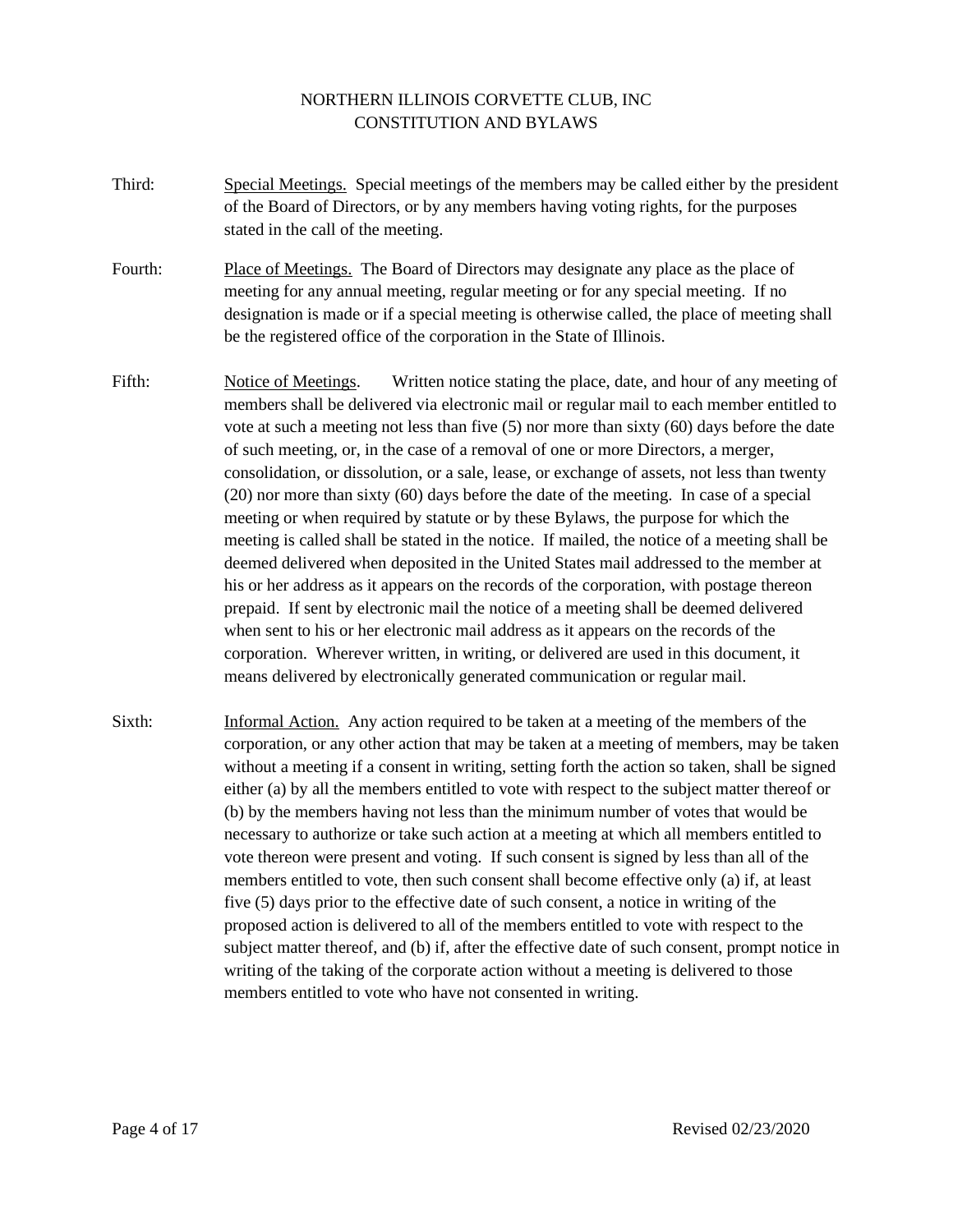Third: Special Meetings. Special meetings of the members may be called either by the president of the Board of Directors, or by any members having voting rights, for the purposes stated in the call of the meeting.

Fourth: Place of Meetings. The Board of Directors may designate any place as the place of meeting for any annual meeting, regular meeting or for any special meeting. If no designation is made or if a special meeting is otherwise called, the place of meeting shall be the registered office of the corporation in the State of Illinois.

Fifth: Notice of Meetings. Written notice stating the place, date, and hour of any meeting of members shall be delivered via electronic mail or regular mail to each member entitled to vote at such a meeting not less than five (5) nor more than sixty (60) days before the date of such meeting, or, in the case of a removal of one or more Directors, a merger, consolidation, or dissolution, or a sale, lease, or exchange of assets, not less than twenty (20) nor more than sixty (60) days before the date of the meeting. In case of a special meeting or when required by statute or by these Bylaws, the purpose for which the meeting is called shall be stated in the notice. If mailed, the notice of a meeting shall be deemed delivered when deposited in the United States mail addressed to the member at his or her address as it appears on the records of the corporation, with postage thereon prepaid. If sent by electronic mail the notice of a meeting shall be deemed delivered when sent to his or her electronic mail address as it appears on the records of the corporation. Wherever written, in writing, or delivered are used in this document, it means delivered by electronically generated communication or regular mail.

Sixth: Informal Action. Any action required to be taken at a meeting of the members of the corporation, or any other action that may be taken at a meeting of members, may be taken without a meeting if a consent in writing, setting forth the action so taken, shall be signed either (a) by all the members entitled to vote with respect to the subject matter thereof or (b) by the members having not less than the minimum number of votes that would be necessary to authorize or take such action at a meeting at which all members entitled to vote thereon were present and voting. If such consent is signed by less than all of the members entitled to vote, then such consent shall become effective only (a) if, at least five (5) days prior to the effective date of such consent, a notice in writing of the proposed action is delivered to all of the members entitled to vote with respect to the subject matter thereof, and (b) if, after the effective date of such consent, prompt notice in writing of the taking of the corporate action without a meeting is delivered to those members entitled to vote who have not consented in writing.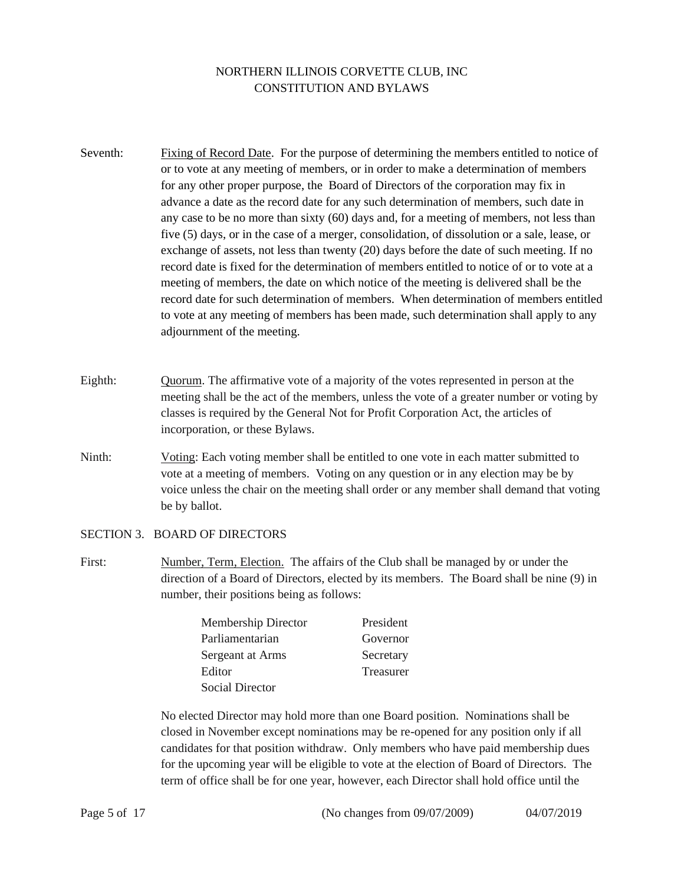Seventh: Fixing of Record Date. For the purpose of determining the members entitled to notice of or to vote at any meeting of members, or in order to make a determination of members for any other proper purpose, the Board of Directors of the corporation may fix in advance a date as the record date for any such determination of members, such date in any case to be no more than sixty (60) days and, for a meeting of members, not less than five (5) days, or in the case of a merger, consolidation, of dissolution or a sale, lease, or exchange of assets, not less than twenty (20) days before the date of such meeting. If no record date is fixed for the determination of members entitled to notice of or to vote at a meeting of members, the date on which notice of the meeting is delivered shall be the record date for such determination of members. When determination of members entitled to vote at any meeting of members has been made, such determination shall apply to any adjournment of the meeting.

Eighth: Quorum. The affirmative vote of a majority of the votes represented in person at the meeting shall be the act of the members, unless the vote of a greater number or voting by classes is required by the General Not for Profit Corporation Act, the articles of incorporation, or these Bylaws.

Ninth: Voting: Each voting member shall be entitled to one vote in each matter submitted to vote at a meeting of members. Voting on any question or in any election may be by voice unless the chair on the meeting shall order or any member shall demand that voting be by ballot.

## SECTION 3. BOARD OF DIRECTORS

First: Number, Term, Election. The affairs of the Club shall be managed by or under the direction of a Board of Directors, elected by its members. The Board shall be nine (9) in number, their positions being as follows:

| | |
|---|---|
| Membership Director | President |
| Parliamentarian | Governor |
| Sergeant at Arms | Secretary |
| Editor | Treasurer |
| Social Director | |

No elected Director may hold more than one Board position. Nominations shall be closed in November except nominations may be re-opened for any position only if all candidates for that position withdraw. Only members who have paid membership dues for the upcoming year will be eligible to vote at the election of Board of Directors. The term of office shall be for one year, however, each Director shall hold office until the

(No changes from 09/07/2009) 04/07/2019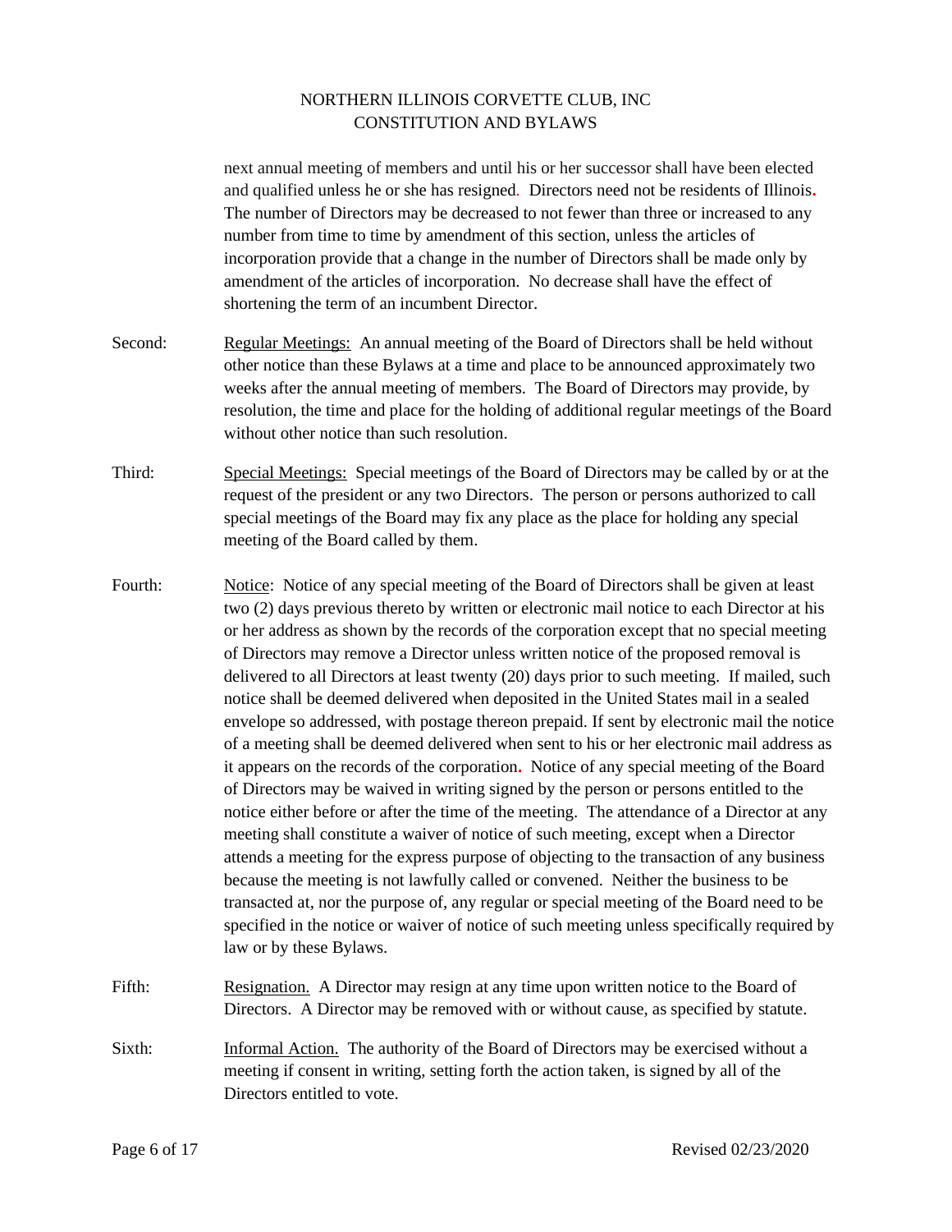next annual meeting of members and until his or her successor shall have been elected and qualified unless he or she has resigned. Directors need not be residents of Illinois. The number of Directors may be decreased to not fewer than three or increased to any number from time to time by amendment of this section, unless the articles of incorporation provide that a change in the number of Directors shall be made only by amendment of the articles of incorporation. No decrease shall have the effect of shortening the term of an incumbent Director.

Second: Regular Meetings: An annual meeting of the Board of Directors shall be held without other notice than these Bylaws at a time and place to be announced approximately two weeks after the annual meeting of members. The Board of Directors may provide, by resolution, the time and place for the holding of additional regular meetings of the Board without other notice than such resolution.

Third: Special Meetings: Special meetings of the Board of Directors may be called by or at the request of the president or any two Directors. The person or persons authorized to call special meetings of the Board may fix any place as the place for holding any special meeting of the Board called by them.

Fourth: Notice: Notice of any special meeting of the Board of Directors shall be given at least two (2) days previous thereto by written or electronic mail notice to each Director at his or her address as shown by the records of the corporation except that no special meeting of Directors may remove a Director unless written notice of the proposed removal is delivered to all Directors at least twenty (20) days prior to such meeting. If mailed, such notice shall be deemed delivered when deposited in the United States mail in a sealed envelope so addressed, with postage thereon prepaid. If sent by electronic mail the notice of a meeting shall be deemed delivered when sent to his or her electronic mail address as it appears on the records of the corporation. Notice of any special meeting of the Board of Directors may be waived in writing signed by the person or persons entitled to the notice either before or after the time of the meeting. The attendance of a Director at any meeting shall constitute a waiver of notice of such meeting, except when a Director attends a meeting for the express purpose of objecting to the transaction of any business because the meeting is not lawfully called or convened. Neither the business to be transacted at, nor the purpose of, any regular or special meeting of the Board need to be specified in the notice or waiver of notice of such meeting unless specifically required by law or by these Bylaws.

Fifth: Resignation. A Director may resign at any time upon written notice to the Board of Directors. A Director may be removed with or without cause, as specified by statute.

Sixth: Informal Action. The authority of the Board of Directors may be exercised without a meeting if consent in writing, setting forth the action taken, is signed by all of the Directors entitled to vote.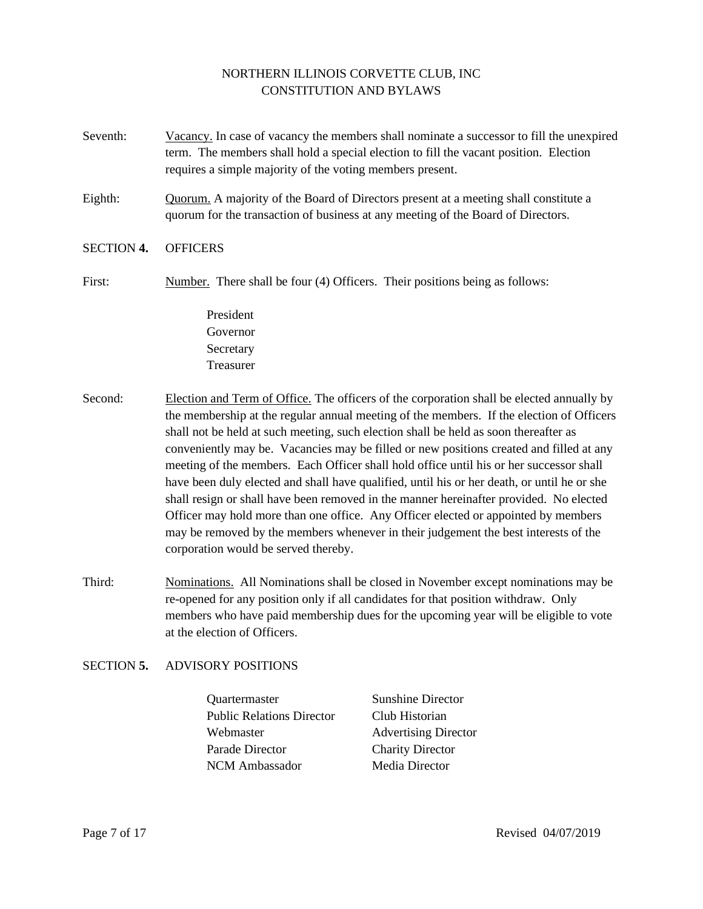Seventh: Vacancy. In case of vacancy the members shall nominate a successor to fill the unexpired term. The members shall hold a special election to fill the vacant position. Election requires a simple majority of the voting members present.

Eighth: Quorum. A majority of the Board of Directors present at a meeting shall constitute a quorum for the transaction of business at any meeting of the Board of Directors.

## SECTION **4.** OFFICERS

First: Number. There shall be four (4) Officers. Their positions being as follows:

President
Governor
Secretary
Treasurer

Second: Election and Term of Office. The officers of the corporation shall be elected annually by the membership at the regular annual meeting of the members. If the election of Officers shall not be held at such meeting, such election shall be held as soon thereafter as conveniently may be. Vacancies may be filled or new positions created and filled at any meeting of the members. Each Officer shall hold office until his or her successor shall have been duly elected and shall have qualified, until his or her death, or until he or she shall resign or shall have been removed in the manner hereinafter provided. No elected Officer may hold more than one office. Any Officer elected or appointed by members may be removed by the members whenever in their judgement the best interests of the corporation would be served thereby.

Third: Nominations. All Nominations shall be closed in November except nominations may be re-opened for any position only if all candidates for that position withdraw. Only members who have paid membership dues for the upcoming year will be eligible to vote at the election of Officers.

## SECTION **5.** ADVISORY POSITIONS

Quartermaster
Public Relations Director
Webmaster
Parade Director
NCM Ambassador
Sunshine Director
Club Historian
Advertising Director
Charity Director
Media Director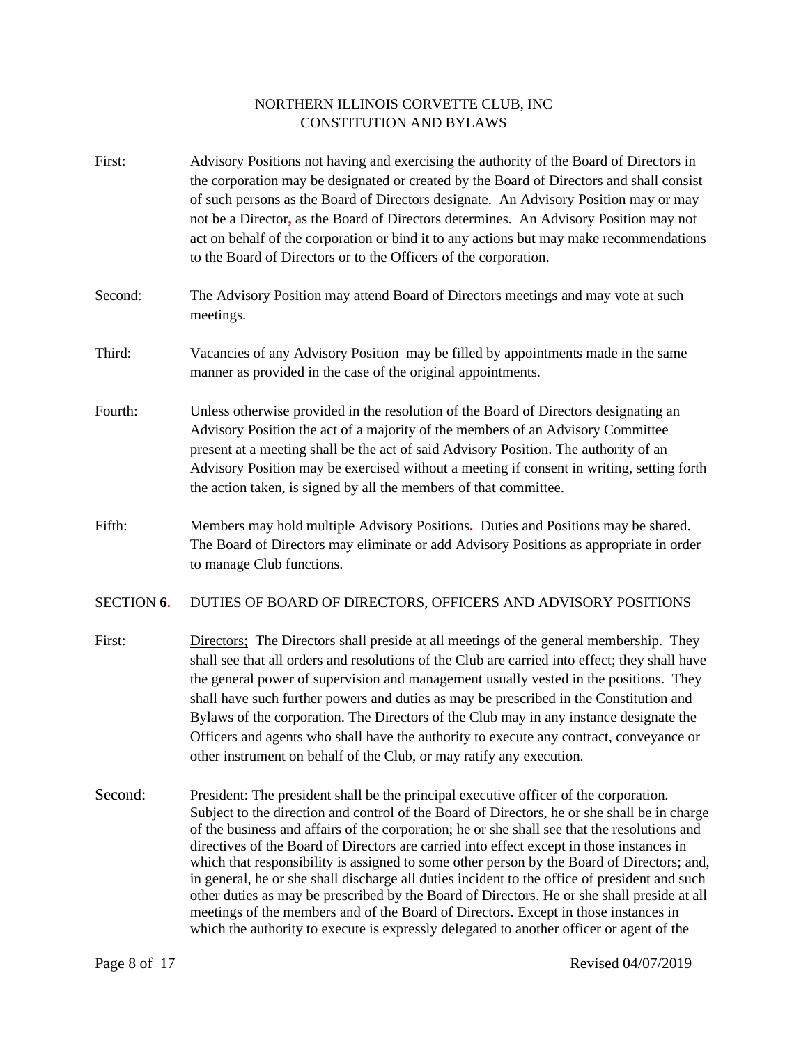NORTHERN ILLINOIS CORVETTE CLUB, INC
CONSTITUTION AND BYLAWS

First: Advisory Positions not having and exercising the authority of the Board of Directors in the corporation may be designated or created by the Board of Directors and shall consist of such persons as the Board of Directors designate. An Advisory Position may or may not be a Director, as the Board of Directors determines. An Advisory Position may not act on behalf of the corporation or bind it to any actions but may make recommendations to the Board of Directors or to the Officers of the corporation.

Second: The Advisory Position may attend Board of Directors meetings and may vote at such meetings.

Third: Vacancies of any Advisory Position may be filled by appointments made in the same manner as provided in the case of the original appointments.

Fourth: Unless otherwise provided in the resolution of the Board of Directors designating an Advisory Position the act of a majority of the members of an Advisory Committee present at a meeting shall be the act of said Advisory Position. The authority of an Advisory Position may be exercised without a meeting if consent in writing, setting forth the action taken, is signed by all the members of that committee.

Fifth: Members may hold multiple Advisory Positions. Duties and Positions may be shared. The Board of Directors may eliminate or add Advisory Positions as appropriate in order to manage Club functions.

SECTION **6.** DUTIES OF BOARD OF DIRECTORS, OFFICERS AND ADVISORY POSITIONS

First: Directors; The Directors shall preside at all meetings of the general membership. They shall see that all orders and resolutions of the Club are carried into effect; they shall have the general power of supervision and management usually vested in the positions. They shall have such further powers and duties as may be prescribed in the Constitution and Bylaws of the corporation. The Directors of the Club may in any instance designate the Officers and agents who shall have the authority to execute any contract, conveyance or other instrument on behalf of the Club, or may ratify any execution.

Second: President: The president shall be the principal executive officer of the corporation. Subject to the direction and control of the Board of Directors, he or she shall be in charge of the business and affairs of the corporation; he or she shall see that the resolutions and directives of the Board of Directors are carried into effect except in those instances in which that responsibility is assigned to some other person by the Board of Directors; and, in general, he or she shall discharge all duties incident to the office of president and such other duties as may be prescribed by the Board of Directors. He or she shall preside at all meetings of the members and of the Board of Directors. Except in those instances in which the authority to execute is expressly delegated to another officer or agent of the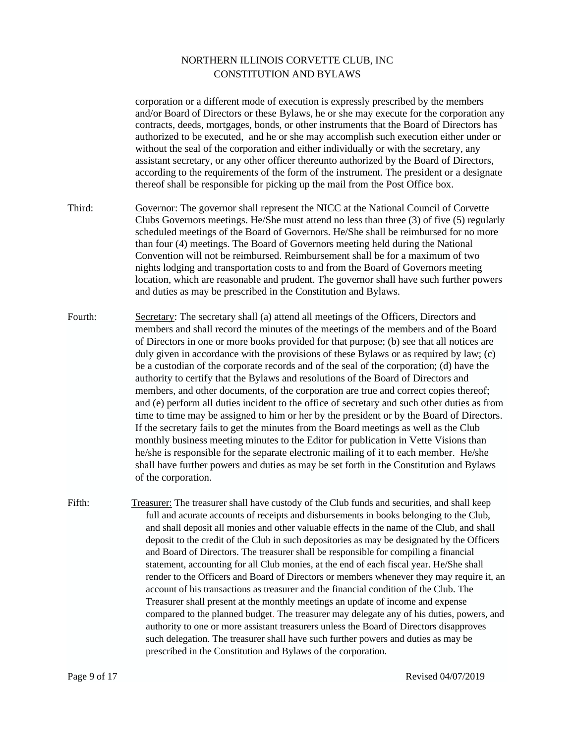corporation or a different mode of execution is expressly prescribed by the members and/or Board of Directors or these Bylaws, he or she may execute for the corporation any contracts, deeds, mortgages, bonds, or other instruments that the Board of Directors has authorized to be executed, and he or she may accomplish such execution either under or without the seal of the corporation and either individually or with the secretary, any assistant secretary, or any other officer thereunto authorized by the Board of Directors, according to the requirements of the form of the instrument. The president or a designate thereof shall be responsible for picking up the mail from the Post Office box.

Third: Governor: The governor shall represent the NICC at the National Council of Corvette Clubs Governors meetings. He/She must attend no less than three (3) of five (5) regularly scheduled meetings of the Board of Governors. He/She shall be reimbursed for no more than four (4) meetings. The Board of Governors meeting held during the National Convention will not be reimbursed. Reimbursement shall be for a maximum of two nights lodging and transportation costs to and from the Board of Governors meeting location, which are reasonable and prudent. The governor shall have such further powers and duties as may be prescribed in the Constitution and Bylaws.

Fourth: Secretary: The secretary shall (a) attend all meetings of the Officers, Directors and members and shall record the minutes of the meetings of the members and of the Board of Directors in one or more books provided for that purpose; (b) see that all notices are duly given in accordance with the provisions of these Bylaws or as required by law; (c) be a custodian of the corporate records and of the seal of the corporation; (d) have the authority to certify that the Bylaws and resolutions of the Board of Directors and members, and other documents, of the corporation are true and correct copies thereof; and (e) perform all duties incident to the office of secretary and such other duties as from time to time may be assigned to him or her by the president or by the Board of Directors. If the secretary fails to get the minutes from the Board meetings as well as the Club monthly business meeting minutes to the Editor for publication in Vette Visions than he/she is responsible for the separate electronic mailing of it to each member. He/she shall have further powers and duties as may be set forth in the Constitution and Bylaws of the corporation.

Fifth: Treasurer: The treasurer shall have custody of the Club funds and securities, and shall keep full and acurate accounts of receipts and disbursements in books belonging to the Club, and shall deposit all monies and other valuable effects in the name of the Club, and shall deposit to the credit of the Club in such depositories as may be designated by the Officers and Board of Directors. The treasurer shall be responsible for compiling a financial statement, accounting for all Club monies, at the end of each fiscal year. He/She shall render to the Officers and Board of Directors or members whenever they may require it, an account of his transactions as treasurer and the financial condition of the Club. The Treasurer shall present at the monthly meetings an update of income and expense compared to the planned budget. The treasurer may delegate any of his duties, powers, and authority to one or more assistant treasurers unless the Board of Directors disapproves such delegation. The treasurer shall have such further powers and duties as may be prescribed in the Constitution and Bylaws of the corporation.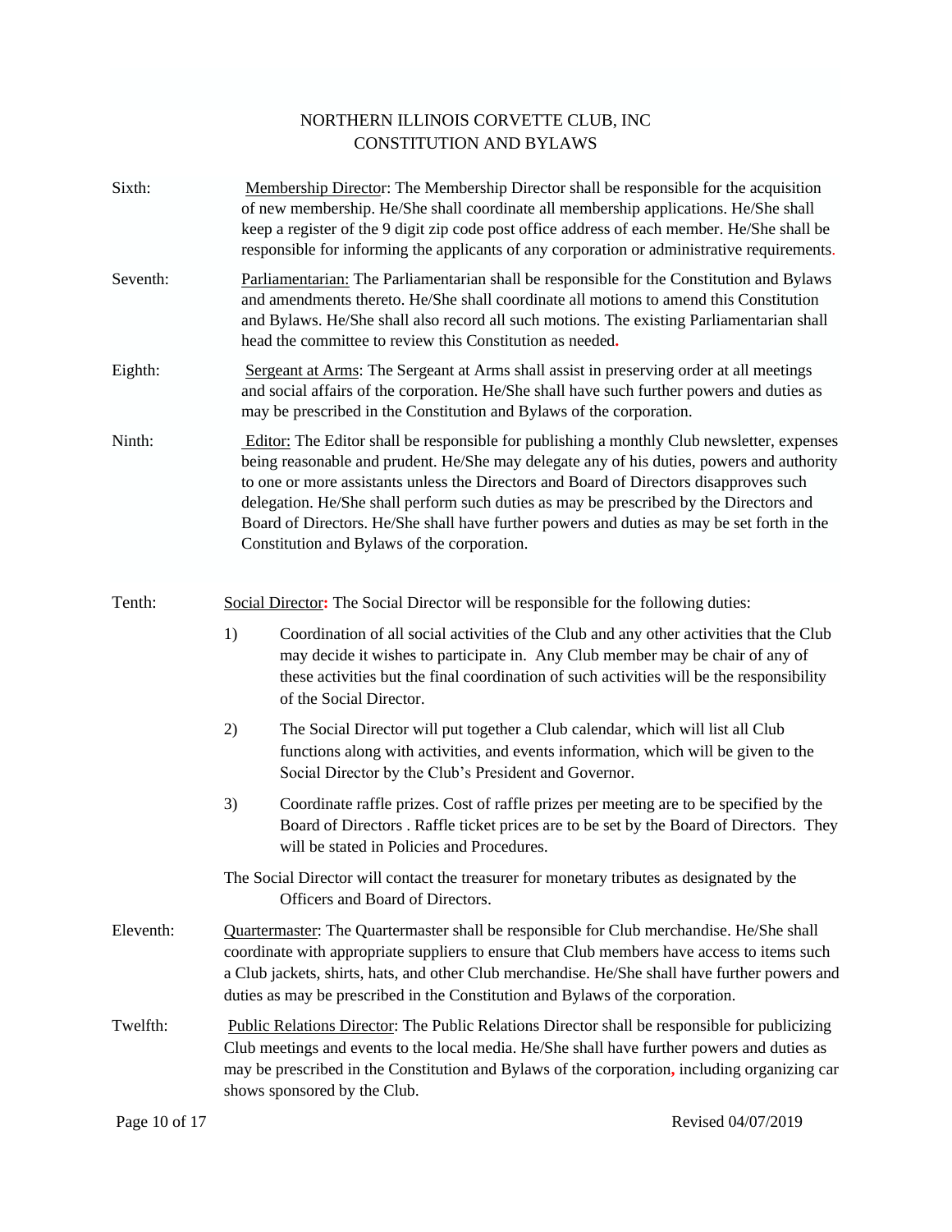Sixth: <u>Membership Director</u>: The Membership Director shall be responsible for the acquisition of new membership. He/She shall coordinate all membership applications. He/She shall keep a register of the 9 digit zip code post office address of each member. He/She shall be responsible for informing the applicants of any corporation or administrative requirements.

Seventh: <u>Parliamentarian:</u> The Parliamentarian shall be responsible for the Constitution and Bylaws and amendments thereto. He/She shall coordinate all motions to amend this Constitution and Bylaws. He/She shall also record all such motions. The existing Parliamentarian shall head the committee to review this Constitution as needed.

Eighth: <u>Sergeant at Arms</u>: The Sergeant at Arms shall assist in preserving order at all meetings and social affairs of the corporation. He/She shall have such further powers and duties as may be prescribed in the Constitution and Bylaws of the corporation.

Ninth: <u>Editor:</u> The Editor shall be responsible for publishing a monthly Club newsletter, expenses being reasonable and prudent. He/She may delegate any of his duties, powers and authority to one or more assistants unless the Directors and Board of Directors disapproves such delegation. He/She shall perform such duties as may be prescribed by the Directors and Board of Directors. He/She shall have further powers and duties as may be set forth in the Constitution and Bylaws of the corporation.

Tenth: <u>Social Director</u>: The Social Director will be responsible for the following duties:

1) Coordination of all social activities of the Club and any other activities that the Club may decide it wishes to participate in. Any Club member may be chair of any of these activities but the final coordination of such activities will be the responsibility of the Social Director.

2) The Social Director will put together a Club calendar, which will list all Club functions along with activities, and events information, which will be given to the Social Director by the Club's President and Governor.

3) Coordinate raffle prizes. Cost of raffle prizes per meeting are to be specified by the Board of Directors . Raffle ticket prices are to be set by the Board of Directors. They will be stated in Policies and Procedures.

The Social Director will contact the treasurer for monetary tributes as designated by the Officers and Board of Directors.

Eleventh: <u>Quartermaster</u>: The Quartermaster shall be responsible for Club merchandise. He/She shall coordinate with appropriate suppliers to ensure that Club members have access to items such a Club jackets, shirts, hats, and other Club merchandise. He/She shall have further powers and duties as may be prescribed in the Constitution and Bylaws of the corporation.

Twelfth: <u>Public Relations Director</u>: The Public Relations Director shall be responsible for publicizing Club meetings and events to the local media. He/She shall have further powers and duties as may be prescribed in the Constitution and Bylaws of the corporation, including organizing car shows sponsored by the Club.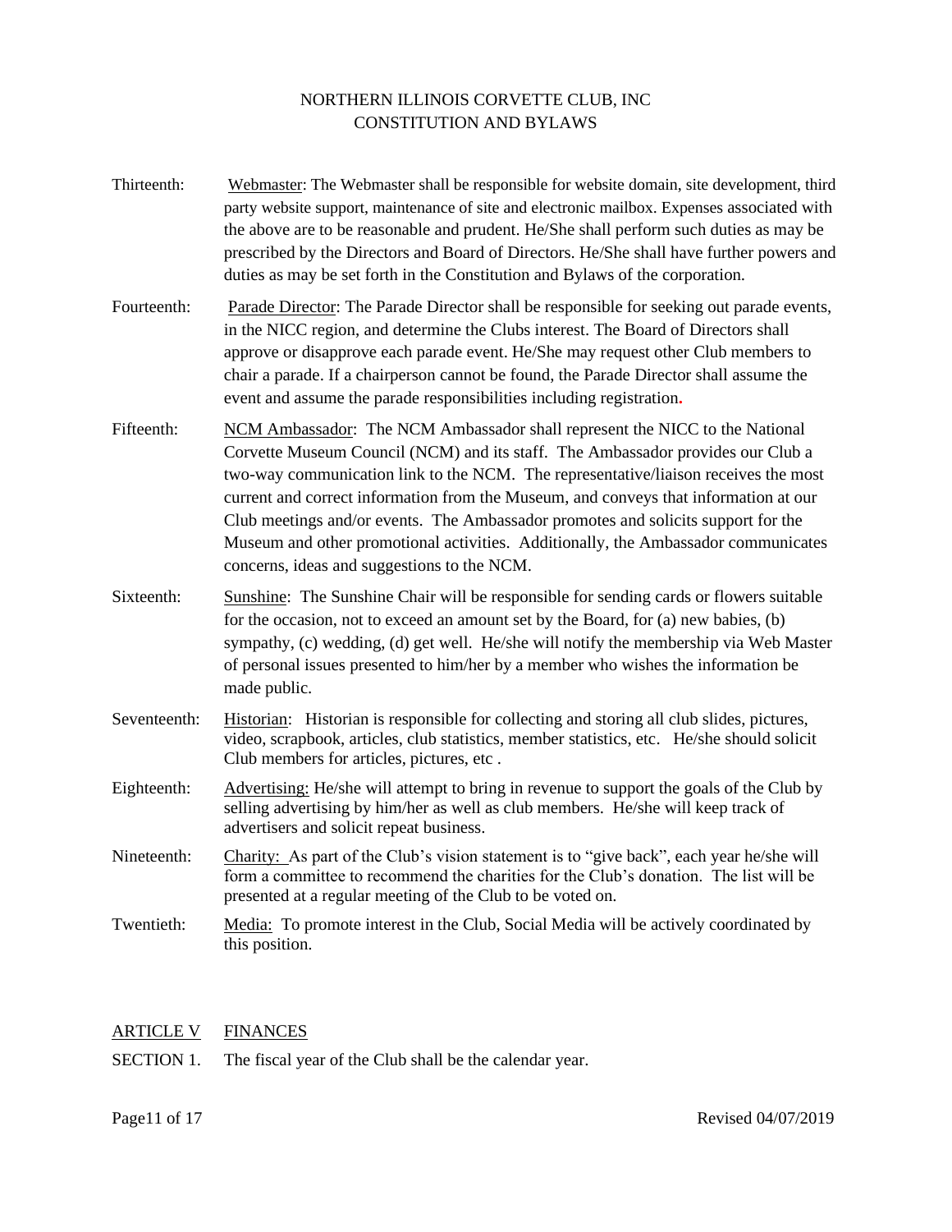Thirteenth: Webmaster: The Webmaster shall be responsible for website domain, site development, third party website support, maintenance of site and electronic mailbox. Expenses associated with the above are to be reasonable and prudent. He/She shall perform such duties as may be prescribed by the Directors and Board of Directors. He/She shall have further powers and duties as may be set forth in the Constitution and Bylaws of the corporation.

Fourteenth: Parade Director: The Parade Director shall be responsible for seeking out parade events, in the NICC region, and determine the Clubs interest. The Board of Directors shall approve or disapprove each parade event. He/She may request other Club members to chair a parade. If a chairperson cannot be found, the Parade Director shall assume the event and assume the parade responsibilities including registration.

Fifteenth: NCM Ambassador: The NCM Ambassador shall represent the NICC to the National Corvette Museum Council (NCM) and its staff. The Ambassador provides our Club a two-way communication link to the NCM. The representative/liaison receives the most current and correct information from the Museum, and conveys that information at our Club meetings and/or events. The Ambassador promotes and solicits support for the Museum and other promotional activities. Additionally, the Ambassador communicates concerns, ideas and suggestions to the NCM.

Sixteenth: Sunshine: The Sunshine Chair will be responsible for sending cards or flowers suitable for the occasion, not to exceed an amount set by the Board, for (a) new babies, (b) sympathy, (c) wedding, (d) get well. He/she will notify the membership via Web Master of personal issues presented to him/her by a member who wishes the information be made public.

Seventeenth: Historian: Historian is responsible for collecting and storing all club slides, pictures, video, scrapbook, articles, club statistics, member statistics, etc. He/she should solicit Club members for articles, pictures, etc .

Eighteenth: Advertising: He/she will attempt to bring in revenue to support the goals of the Club by selling advertising by him/her as well as club members. He/she will keep track of advertisers and solicit repeat business.

Nineteenth: Charity: As part of the Club's vision statement is to "give back", each year he/she will form a committee to recommend the charities for the Club's donation. The list will be presented at a regular meeting of the Club to be voted on.

Twentieth: Media: To promote interest in the Club, Social Media will be actively coordinated by this position.

## ARTICLE V FINANCES

SECTION 1. The fiscal year of the Club shall be the calendar year.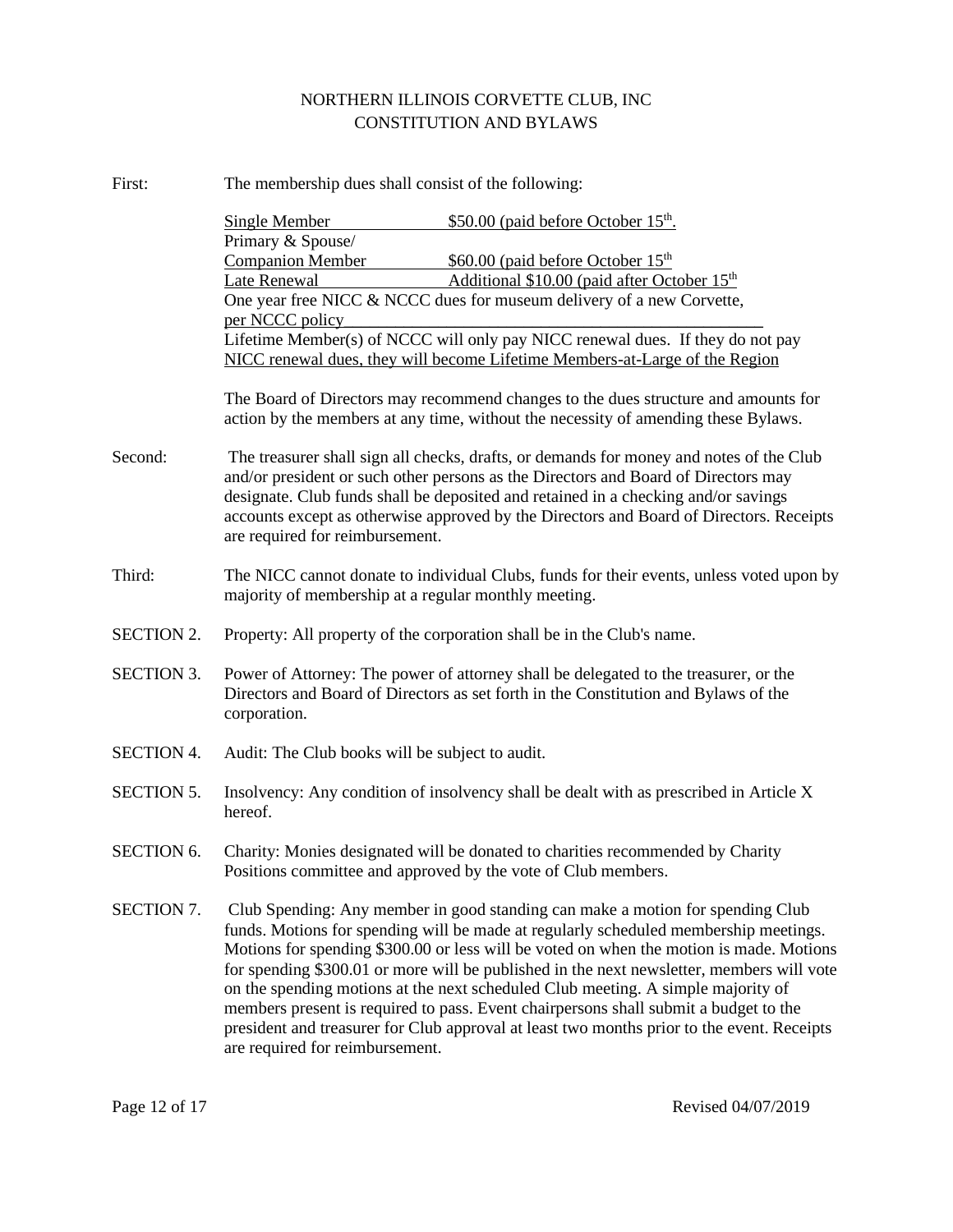NORTHERN ILLINOIS CORVETTE CLUB, INC
CONSTITUTION AND BYLAWS

First: The membership dues shall consist of the following:

| | |
|---|---|
| Single Member | \$50.00 (paid before October 15th. |
| Primary & Spouse/ Companion Member | \$60.00 (paid before October 15th |
| Late Renewal | Additional \$10.00 (paid after October 15th |

One year free NICC & NCCC dues for museum delivery of a new Corvette, per NCCC policy

Lifetime Member(s) of NCCC will only pay NICC renewal dues. If they do not pay NICC renewal dues, they will become Lifetime Members-at-Large of the Region

The Board of Directors may recommend changes to the dues structure and amounts for action by the members at any time, without the necessity of amending these Bylaws.

Second: The treasurer shall sign all checks, drafts, or demands for money and notes of the Club and/or president or such other persons as the Directors and Board of Directors may designate. Club funds shall be deposited and retained in a checking and/or savings accounts except as otherwise approved by the Directors and Board of Directors. Receipts are required for reimbursement.

Third: The NICC cannot donate to individual Clubs, funds for their events, unless voted upon by majority of membership at a regular monthly meeting.

SECTION 2. Property: All property of the corporation shall be in the Club's name.

SECTION 3. Power of Attorney: The power of attorney shall be delegated to the treasurer, or the Directors and Board of Directors as set forth in the Constitution and Bylaws of the corporation.

SECTION 4. Audit: The Club books will be subject to audit.

SECTION 5. Insolvency: Any condition of insolvency shall be dealt with as prescribed in Article X hereof.

SECTION 6. Charity: Monies designated will be donated to charities recommended by Charity Positions committee and approved by the vote of Club members.

SECTION 7. Club Spending: Any member in good standing can make a motion for spending Club funds. Motions for spending will be made at regularly scheduled membership meetings. Motions for spending \$300.00 or less will be voted on when the motion is made. Motions for spending \$300.01 or more will be published in the next newsletter, members will vote on the spending motions at the next scheduled Club meeting. A simple majority of members present is required to pass. Event chairpersons shall submit a budget to the president and treasurer for Club approval at least two months prior to the event. Receipts are required for reimbursement.

Revised 04/07/2019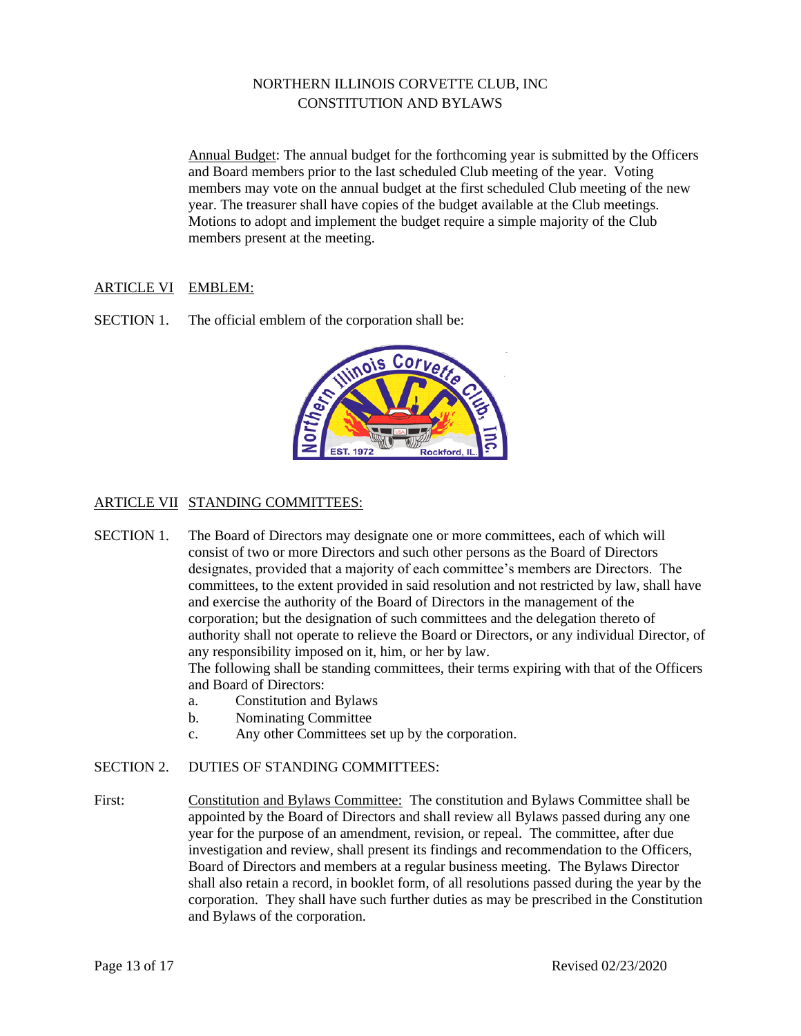NORTHERN ILLINOIS CORVETTE CLUB, INC
CONSTITUTION AND BYLAWS

Annual Budget: The annual budget for the forthcoming year is submitted by the Officers and Board members prior to the last scheduled Club meeting of the year. Voting members may vote on the annual budget at the first scheduled Club meeting of the new year. The treasurer shall have copies of the budget available at the Club meetings. Motions to adopt and implement the budget require a simple majority of the Club members present at the meeting.

## ARTICLE VI EMBLEM:

SECTION 1. The official emblem of the corporation shall be:

## ARTICLE VII STANDING COMMITTEES:

SECTION 1. The Board of Directors may designate one or more committees, each of which will consist of two or more Directors and such other persons as the Board of Directors designates, provided that a majority of each committee's members are Directors. The committees, to the extent provided in said resolution and not restricted by law, shall have and exercise the authority of the Board of Directors in the management of the corporation; but the designation of such committees and the delegation thereto of authority shall not operate to relieve the Board or Directors, or any individual Director, of any responsibility imposed on it, him, or her by law.
The following shall be standing committees, their terms expiring with that of the Officers and Board of Directors:

a. Constitution and Bylaws
b. Nominating Committee
c. Any other Committees set up by the corporation.

SECTION 2. DUTIES OF STANDING COMMITTEES:

First: Constitution and Bylaws Committee: The constitution and Bylaws Committee shall be appointed by the Board of Directors and shall review all Bylaws passed during any one year for the purpose of an amendment, revision, or repeal. The committee, after due investigation and review, shall present its findings and recommendation to the Officers, Board of Directors and members at a regular business meeting. The Bylaws Director shall also retain a record, in booklet form, of all resolutions passed during the year by the corporation. They shall have such further duties as may be prescribed in the Constitution and Bylaws of the corporation.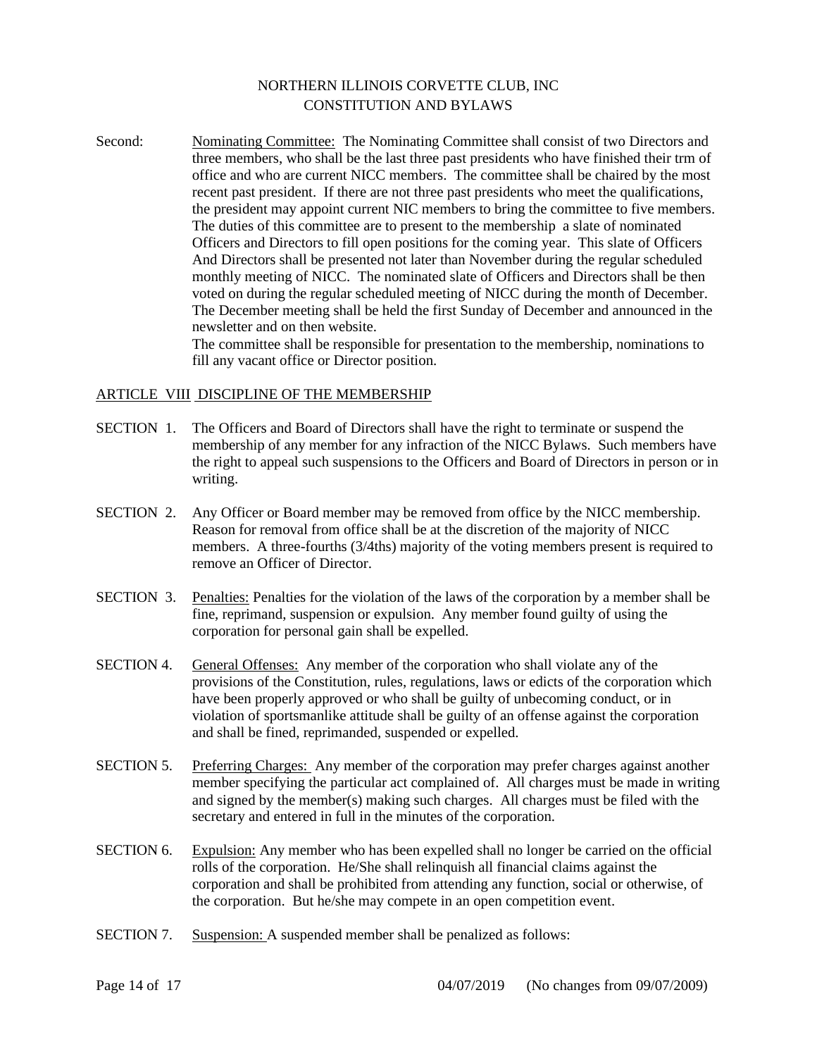Second: Nominating Committee: The Nominating Committee shall consist of two Directors and three members, who shall be the last three past presidents who have finished their trm of office and who are current NICC members. The committee shall be chaired by the most recent past president. If there are not three past presidents who meet the qualifications, the president may appoint current NIC members to bring the committee to five members. The duties of this committee are to present to the membership a slate of nominated Officers and Directors to fill open positions for the coming year. This slate of Officers And Directors shall be presented not later than November during the regular scheduled monthly meeting of NICC. The nominated slate of Officers and Directors shall be then voted on during the regular scheduled meeting of NICC during the month of December. The December meeting shall be held the first Sunday of December and announced in the newsletter and on then website.

The committee shall be responsible for presentation to the membership, nominations to fill any vacant office or Director position.

## ARTICLE VIII DISCIPLINE OF THE MEMBERSHIP

SECTION 1. The Officers and Board of Directors shall have the right to terminate or suspend the membership of any member for any infraction of the NICC Bylaws. Such members have the right to appeal such suspensions to the Officers and Board of Directors in person or in writing.

SECTION 2. Any Officer or Board member may be removed from office by the NICC membership. Reason for removal from office shall be at the discretion of the majority of NICC members. A three-fourths (3/4ths) majority of the voting members present is required to remove an Officer of Director.

SECTION 3. Penalties: Penalties for the violation of the laws of the corporation by a member shall be fine, reprimand, suspension or expulsion. Any member found guilty of using the corporation for personal gain shall be expelled.

SECTION 4. General Offenses: Any member of the corporation who shall violate any of the provisions of the Constitution, rules, regulations, laws or edicts of the corporation which have been properly approved or who shall be guilty of unbecoming conduct, or in violation of sportsmanlike attitude shall be guilty of an offense against the corporation and shall be fined, reprimanded, suspended or expelled.

SECTION 5. Preferring Charges: Any member of the corporation may prefer charges against another member specifying the particular act complained of. All charges must be made in writing and signed by the member(s) making such charges. All charges must be filed with the secretary and entered in full in the minutes of the corporation.

SECTION 6. Expulsion: Any member who has been expelled shall no longer be carried on the official rolls of the corporation. He/She shall relinquish all financial claims against the corporation and shall be prohibited from attending any function, social or otherwise, of the corporation. But he/she may compete in an open competition event.

SECTION 7. Suspension: A suspended member shall be penalized as follows: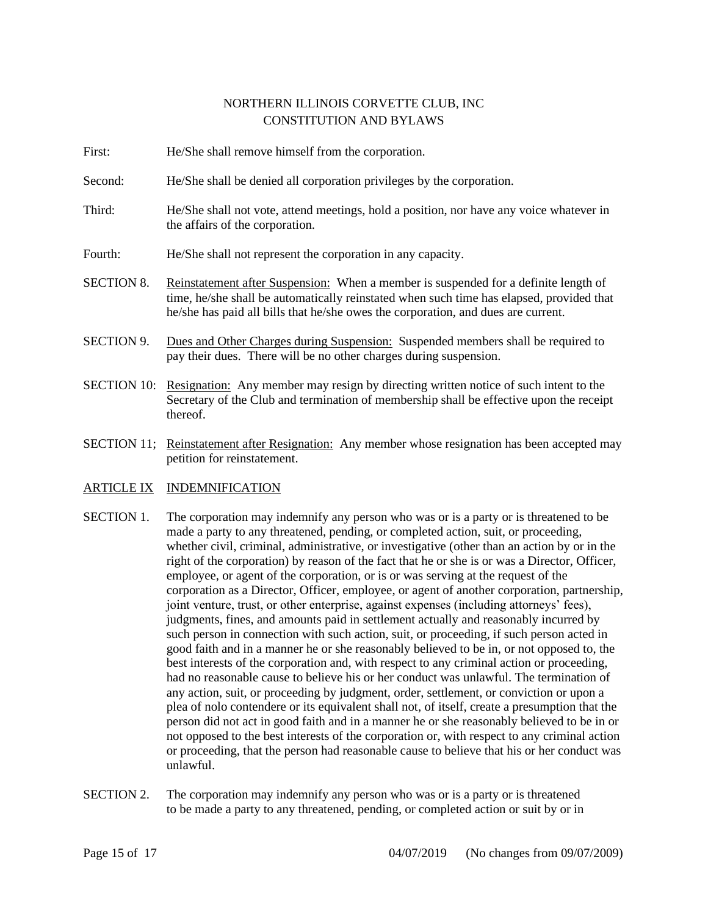First: He/She shall remove himself from the corporation.

Second: He/She shall be denied all corporation privileges by the corporation.

Third: He/She shall not vote, attend meetings, hold a position, nor have any voice whatever in the affairs of the corporation.

Fourth: He/She shall not represent the corporation in any capacity.

SECTION 8. Reinstatement after Suspension: When a member is suspended for a definite length of time, he/she shall be automatically reinstated when such time has elapsed, provided that he/she has paid all bills that he/she owes the corporation, and dues are current.

SECTION 9. Dues and Other Charges during Suspension: Suspended members shall be required to pay their dues. There will be no other charges during suspension.

SECTION 10: Resignation: Any member may resign by directing written notice of such intent to the Secretary of the Club and termination of membership shall be effective upon the receipt thereof.

SECTION 11; Reinstatement after Resignation: Any member whose resignation has been accepted may petition for reinstatement.

## ARTICLE IX INDEMNIFICATION

SECTION 1. The corporation may indemnify any person who was or is a party or is threatened to be made a party to any threatened, pending, or completed action, suit, or proceeding, whether civil, criminal, administrative, or investigative (other than an action by or in the right of the corporation) by reason of the fact that he or she is or was a Director, Officer, employee, or agent of the corporation, or is or was serving at the request of the corporation as a Director, Officer, employee, or agent of another corporation, partnership, joint venture, trust, or other enterprise, against expenses (including attorneys' fees), judgments, fines, and amounts paid in settlement actually and reasonably incurred by such person in connection with such action, suit, or proceeding, if such person acted in good faith and in a manner he or she reasonably believed to be in, or not opposed to, the best interests of the corporation and, with respect to any criminal action or proceeding, had no reasonable cause to believe his or her conduct was unlawful. The termination of any action, suit, or proceeding by judgment, order, settlement, or conviction or upon a plea of nolo contendere or its equivalent shall not, of itself, create a presumption that the person did not act in good faith and in a manner he or she reasonably believed to be in or not opposed to the best interests of the corporation or, with respect to any criminal action or proceeding, that the person had reasonable cause to believe that his or her conduct was unlawful.

SECTION 2. The corporation may indemnify any person who was or is a party or is threatened to be made a party to any threatened, pending, or completed action or suit by or in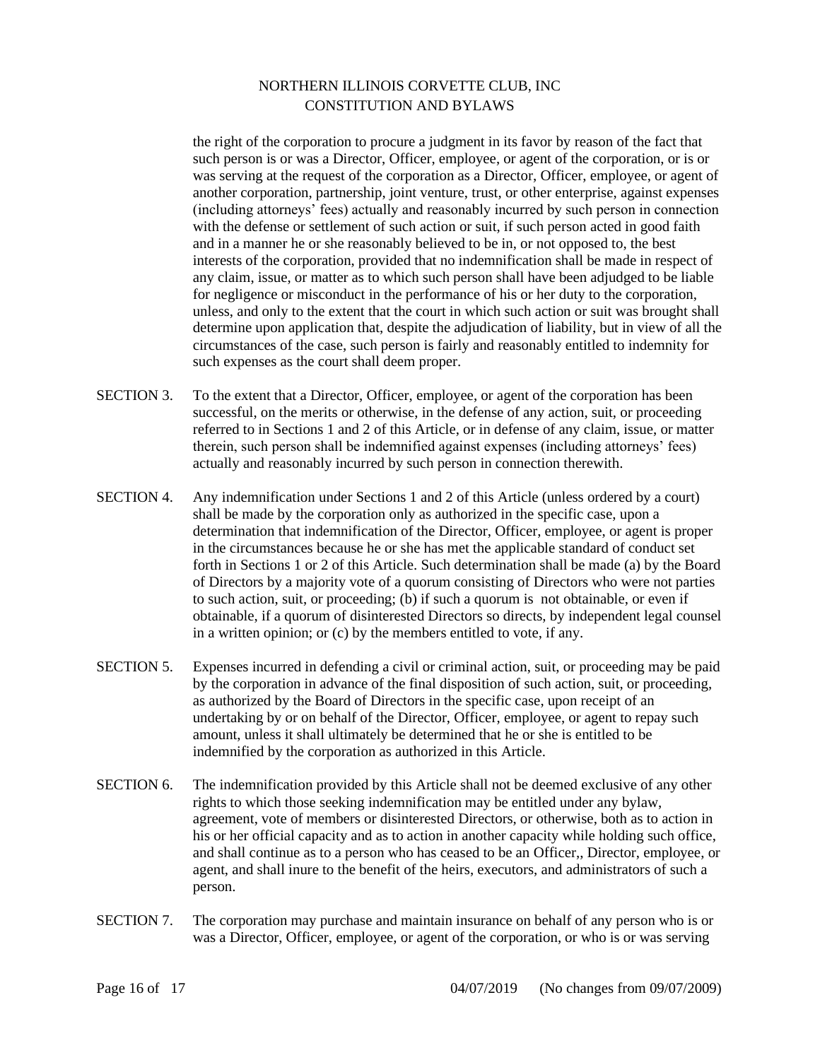the right of the corporation to procure a judgment in its favor by reason of the fact that such person is or was a Director, Officer, employee, or agent of the corporation, or is or was serving at the request of the corporation as a Director, Officer, employee, or agent of another corporation, partnership, joint venture, trust, or other enterprise, against expenses (including attorneys' fees) actually and reasonably incurred by such person in connection with the defense or settlement of such action or suit, if such person acted in good faith and in a manner he or she reasonably believed to be in, or not opposed to, the best interests of the corporation, provided that no indemnification shall be made in respect of any claim, issue, or matter as to which such person shall have been adjudged to be liable for negligence or misconduct in the performance of his or her duty to the corporation, unless, and only to the extent that the court in which such action or suit was brought shall determine upon application that, despite the adjudication of liability, but in view of all the circumstances of the case, such person is fairly and reasonably entitled to indemnity for such expenses as the court shall deem proper.

SECTION 3. To the extent that a Director, Officer, employee, or agent of the corporation has been successful, on the merits or otherwise, in the defense of any action, suit, or proceeding referred to in Sections 1 and 2 of this Article, or in defense of any claim, issue, or matter therein, such person shall be indemnified against expenses (including attorneys' fees) actually and reasonably incurred by such person in connection therewith.

SECTION 4. Any indemnification under Sections 1 and 2 of this Article (unless ordered by a court) shall be made by the corporation only as authorized in the specific case, upon a determination that indemnification of the Director, Officer, employee, or agent is proper in the circumstances because he or she has met the applicable standard of conduct set forth in Sections 1 or 2 of this Article. Such determination shall be made (a) by the Board of Directors by a majority vote of a quorum consisting of Directors who were not parties to such action, suit, or proceeding; (b) if such a quorum is not obtainable, or even if obtainable, if a quorum of disinterested Directors so directs, by independent legal counsel in a written opinion; or (c) by the members entitled to vote, if any.

SECTION 5. Expenses incurred in defending a civil or criminal action, suit, or proceeding may be paid by the corporation in advance of the final disposition of such action, suit, or proceeding, as authorized by the Board of Directors in the specific case, upon receipt of an undertaking by or on behalf of the Director, Officer, employee, or agent to repay such amount, unless it shall ultimately be determined that he or she is entitled to be indemnified by the corporation as authorized in this Article.

SECTION 6. The indemnification provided by this Article shall not be deemed exclusive of any other rights to which those seeking indemnification may be entitled under any bylaw, agreement, vote of members or disinterested Directors, or otherwise, both as to action in his or her official capacity and as to action in another capacity while holding such office, and shall continue as to a person who has ceased to be an Officer,, Director, employee, or agent, and shall inure to the benefit of the heirs, executors, and administrators of such a person.

SECTION 7. The corporation may purchase and maintain insurance on behalf of any person who is or was a Director, Officer, employee, or agent of the corporation, or who is or was serving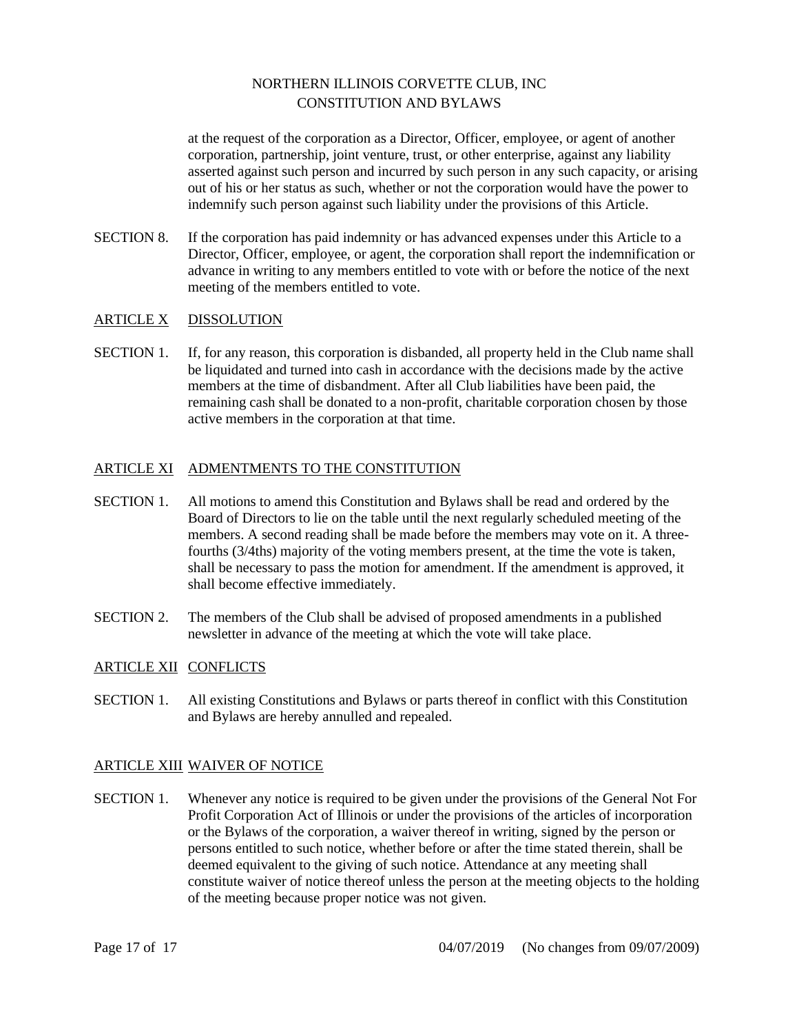at the request of the corporation as a Director, Officer, employee, or agent of another corporation, partnership, joint venture, trust, or other enterprise, against any liability asserted against such person and incurred by such person in any such capacity, or arising out of his or her status as such, whether or not the corporation would have the power to indemnify such person against such liability under the provisions of this Article.

SECTION 8. If the corporation has paid indemnity or has advanced expenses under this Article to a Director, Officer, employee, or agent, the corporation shall report the indemnification or advance in writing to any members entitled to vote with or before the notice of the next meeting of the members entitled to vote.

## ARTICLE X DISSOLUTION

SECTION 1. If, for any reason, this corporation is disbanded, all property held in the Club name shall be liquidated and turned into cash in accordance with the decisions made by the active members at the time of disbandment. After all Club liabilities have been paid, the remaining cash shall be donated to a non-profit, charitable corporation chosen by those active members in the corporation at that time.

## ARTICLE XI ADMENTMENTS TO THE CONSTITUTION

SECTION 1. All motions to amend this Constitution and Bylaws shall be read and ordered by the Board of Directors to lie on the table until the next regularly scheduled meeting of the members. A second reading shall be made before the members may vote on it. A three-fourths (3/4ths) majority of the voting members present, at the time the vote is taken, shall be necessary to pass the motion for amendment. If the amendment is approved, it shall become effective immediately.

SECTION 2. The members of the Club shall be advised of proposed amendments in a published newsletter in advance of the meeting at which the vote will take place.

## ARTICLE XII CONFLICTS

SECTION 1. All existing Constitutions and Bylaws or parts thereof in conflict with this Constitution and Bylaws are hereby annulled and repealed.

## ARTICLE XIII WAIVER OF NOTICE

SECTION 1. Whenever any notice is required to be given under the provisions of the General Not For Profit Corporation Act of Illinois or under the provisions of the articles of incorporation or the Bylaws of the corporation, a waiver thereof in writing, signed by the person or persons entitled to such notice, whether before or after the time stated therein, shall be deemed equivalent to the giving of such notice. Attendance at any meeting shall constitute waiver of notice thereof unless the person at the meeting objects to the holding of the meeting because proper notice was not given.

04/07/2019 (No changes from 09/07/2009)